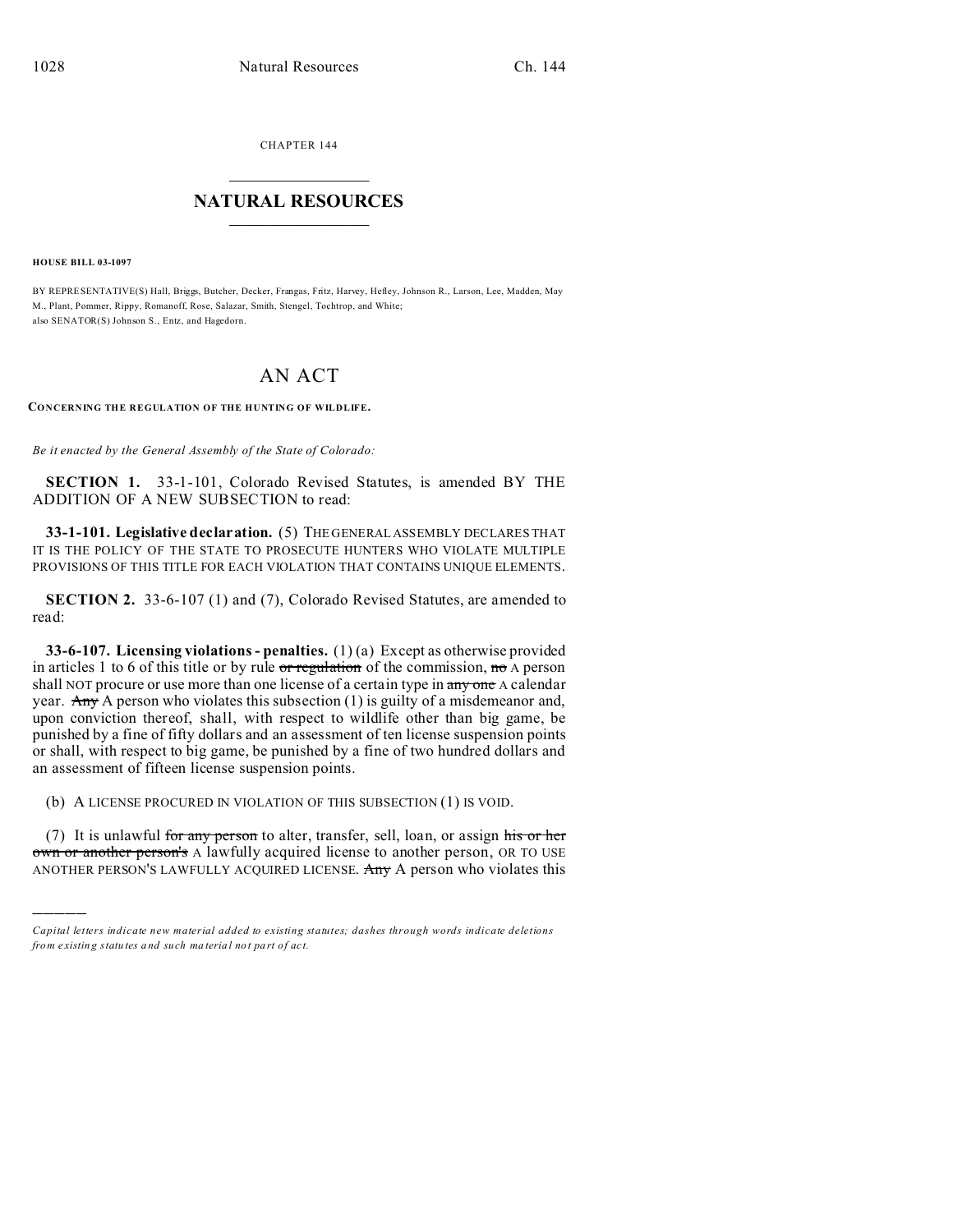CHAPTER 144

# NATURAL RESOURCES

**HOUSE BILL 03-1097**

BY REPRESENTATIVE(S) Hall, Briggs, Butcher, Decker, Frangas, Fritz, Harvey, Hefley, Johnson R., Larson, Lee, Madden, May M., Plant, Pommer, Rippy, Romanoff, Rose, Salazar, Smith, Stengel, Tochtrop, and White;
also SENATOR(S) Johnson S., Entz, and Hagedorn.

# AN ACT

**CONCERNING THE REGULATION OF THE HUNTING OF WILDLIFE.**

*Be it enacted by the General Assembly of the State of Colorado:*

**SECTION 1.** 33-1-101, Colorado Revised Statutes, is amended BY THE ADDITION OF A NEW SUBSECTION to read:

**33-1-101. Legislative declaration.** (5) THE GENERAL ASSEMBLY DECLARES THAT IT IS THE POLICY OF THE STATE TO PROSECUTE HUNTERS WHO VIOLATE MULTIPLE PROVISIONS OF THIS TITLE FOR EACH VIOLATION THAT CONTAINS UNIQUE ELEMENTS.

**SECTION 2.** 33-6-107 (1) and (7), Colorado Revised Statutes, are amended to read:

**33-6-107. Licensing violations - penalties.** (1) (a) Except as otherwise provided in articles 1 to 6 of this title or by rule ~~or regulation~~ of the commission, ~~no~~ A person shall NOT procure or use more than one license of a certain type in ~~any one~~ A calendar year. ~~Any~~ A person who violates this subsection (1) is guilty of a misdemeanor and, upon conviction thereof, shall, with respect to wildlife other than big game, be punished by a fine of fifty dollars and an assessment of ten license suspension points or shall, with respect to big game, be punished by a fine of two hundred dollars and an assessment of fifteen license suspension points.

(b) A LICENSE PROCURED IN VIOLATION OF THIS SUBSECTION (1) IS VOID.

(7) It is unlawful ~~for any person~~ to alter, transfer, sell, loan, or assign ~~his or her own or another person's~~ A lawfully acquired license to another person, OR TO USE ANOTHER PERSON'S LAWFULLY ACQUIRED LICENSE. ~~Any~~ A person who violates this

---

*Capital letters indicate new material added to existing statutes; dashes through words indicate deletions from existing statutes and such material not part of act.*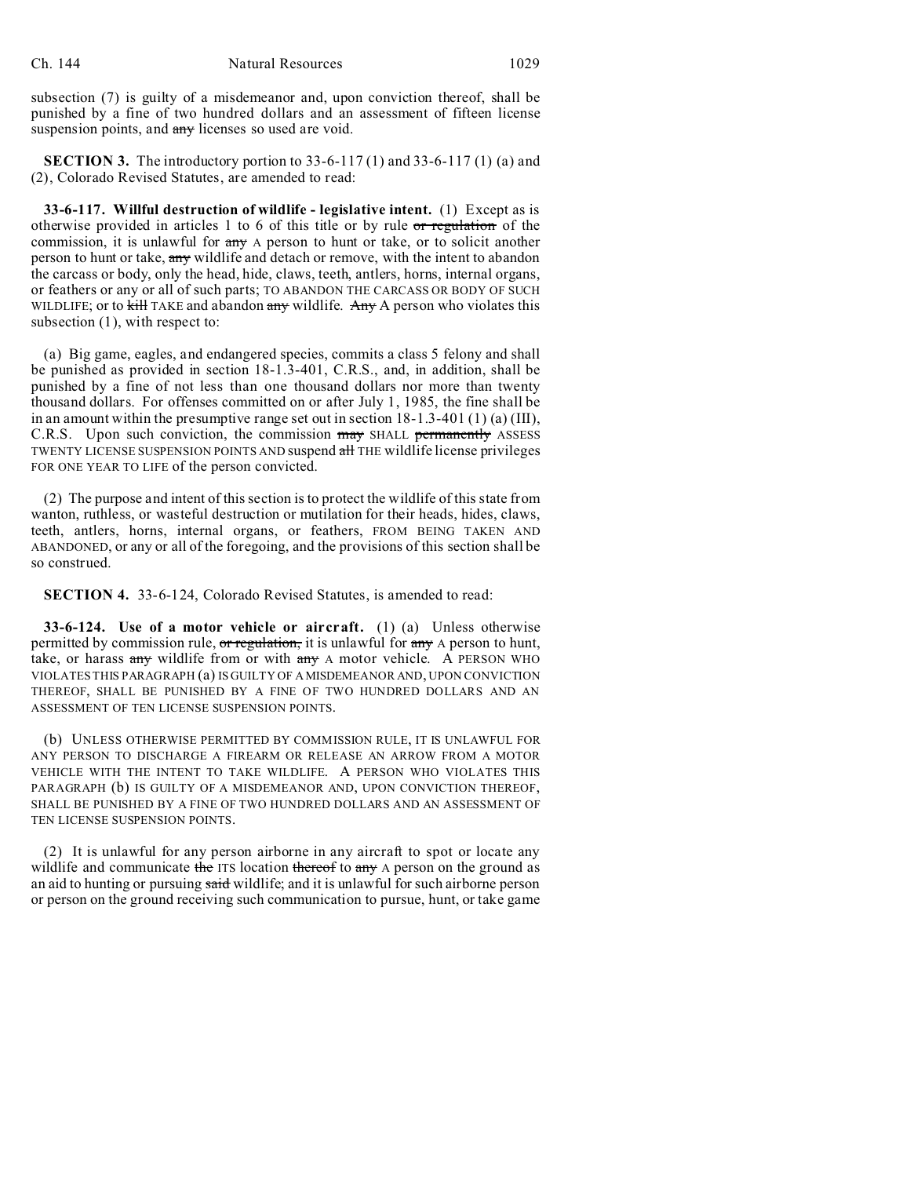subsection (7) is guilty of a misdemeanor and, upon conviction thereof, shall be punished by a fine of two hundred dollars and an assessment of fifteen license suspension points, and ~~any~~ licenses so used are void.

**SECTION 3.** The introductory portion to 33-6-117 (1) and 33-6-117 (1) (a) and (2), Colorado Revised Statutes, are amended to read:

**33-6-117. Willful destruction of wildlife - legislative intent.** (1) Except as is otherwise provided in articles 1 to 6 of this title or by rule ~~or regulation~~ of the commission, it is unlawful for ~~any~~ A person to hunt or take, or to solicit another person to hunt or take, ~~any~~ wildlife and detach or remove, with the intent to abandon the carcass or body, only the head, hide, claws, teeth, antlers, horns, internal organs, or feathers or any or all of such parts; TO ABANDON THE CARCASS OR BODY OF SUCH WILDLIFE; or to ~~kill~~ TAKE and abandon ~~any~~ wildlife. ~~Any~~ A person who violates this subsection (1), with respect to:

(a) Big game, eagles, and endangered species, commits a class 5 felony and shall be punished as provided in section 18-1.3-401, C.R.S., and, in addition, shall be punished by a fine of not less than one thousand dollars nor more than twenty thousand dollars. For offenses committed on or after July 1, 1985, the fine shall be in an amount within the presumptive range set out in section 18-1.3-401 (1) (a) (III), C.R.S. Upon such conviction, the commission ~~may~~ SHALL ~~permanently~~ ASSESS TWENTY LICENSE SUSPENSION POINTS AND suspend ~~all~~ THE wildlife license privileges FOR ONE YEAR TO LIFE of the person convicted.

(2) The purpose and intent of this section is to protect the wildlife of this state from wanton, ruthless, or wasteful destruction or mutilation for their heads, hides, claws, teeth, antlers, horns, internal organs, or feathers, FROM BEING TAKEN AND ABANDONED, or any or all of the foregoing, and the provisions of this section shall be so construed.

**SECTION 4.** 33-6-124, Colorado Revised Statutes, is amended to read:

**33-6-124. Use of a motor vehicle or aircraft.** (1) (a) Unless otherwise permitted by commission rule, ~~or regulation,~~ it is unlawful for ~~any~~ A person to hunt, take, or harass ~~any~~ wildlife from or with ~~any~~ A motor vehicle. A PERSON WHO VIOLATES THIS PARAGRAPH (a) IS GUILTY OF A MISDEMEANOR AND, UPON CONVICTION THEREOF, SHALL BE PUNISHED BY A FINE OF TWO HUNDRED DOLLARS AND AN ASSESSMENT OF TEN LICENSE SUSPENSION POINTS.

(b) UNLESS OTHERWISE PERMITTED BY COMMISSION RULE, IT IS UNLAWFUL FOR ANY PERSON TO DISCHARGE A FIREARM OR RELEASE AN ARROW FROM A MOTOR VEHICLE WITH THE INTENT TO TAKE WILDLIFE. A PERSON WHO VIOLATES THIS PARAGRAPH (b) IS GUILTY OF A MISDEMEANOR AND, UPON CONVICTION THEREOF, SHALL BE PUNISHED BY A FINE OF TWO HUNDRED DOLLARS AND AN ASSESSMENT OF TEN LICENSE SUSPENSION POINTS.

(2) It is unlawful for any person airborne in any aircraft to spot or locate any wildlife and communicate ~~the~~ ITS location ~~thereof~~ to ~~any~~ A person on the ground as an aid to hunting or pursuing ~~said~~ wildlife; and it is unlawful for such airborne person or person on the ground receiving such communication to pursue, hunt, or take game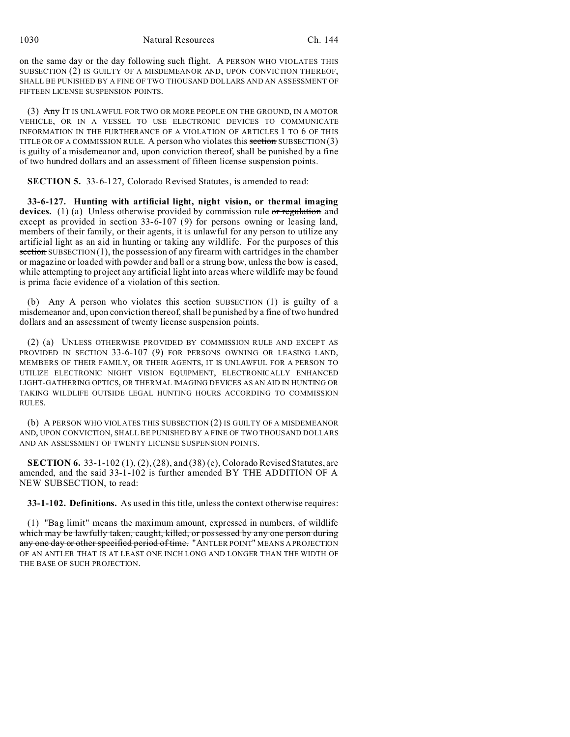on the same day or the day following such flight. A PERSON WHO VIOLATES THIS SUBSECTION (2) IS GUILTY OF A MISDEMEANOR AND, UPON CONVICTION THEREOF, SHALL BE PUNISHED BY A FINE OF TWO THOUSAND DOLLARS AND AN ASSESSMENT OF FIFTEEN LICENSE SUSPENSION POINTS.

(3) ~~Any~~ IT IS UNLAWFUL FOR TWO OR MORE PEOPLE ON THE GROUND, IN A MOTOR VEHICLE, OR IN A VESSEL TO USE ELECTRONIC DEVICES TO COMMUNICATE INFORMATION IN THE FURTHERANCE OF A VIOLATION OF ARTICLES 1 TO 6 OF THIS TITLE OR OF A COMMISSION RULE. A person who violates this ~~section~~ SUBSECTION (3) is guilty of a misdemeanor and, upon conviction thereof, shall be punished by a fine of two hundred dollars and an assessment of fifteen license suspension points.

**SECTION 5.** 33-6-127, Colorado Revised Statutes, is amended to read:

**33-6-127. Hunting with artificial light, night vision, or thermal imaging devices.** (1) (a) Unless otherwise provided by commission rule ~~or regulation~~ and except as provided in section 33-6-107 (9) for persons owning or leasing land, members of their family, or their agents, it is unlawful for any person to utilize any artificial light as an aid in hunting or taking any wildlife. For the purposes of this ~~section~~ SUBSECTION (1), the possession of any firearm with cartridges in the chamber or magazine or loaded with powder and ball or a strung bow, unless the bow is cased, while attempting to project any artificial light into areas where wildlife may be found is prima facie evidence of a violation of this section.

(b) ~~Any~~ A person who violates this ~~section~~ SUBSECTION (1) is guilty of a misdemeanor and, upon conviction thereof, shall be punished by a fine of two hundred dollars and an assessment of twenty license suspension points.

(2) (a) UNLESS OTHERWISE PROVIDED BY COMMISSION RULE AND EXCEPT AS PROVIDED IN SECTION 33-6-107 (9) FOR PERSONS OWNING OR LEASING LAND, MEMBERS OF THEIR FAMILY, OR THEIR AGENTS, IT IS UNLAWFUL FOR A PERSON TO UTILIZE ELECTRONIC NIGHT VISION EQUIPMENT, ELECTRONICALLY ENHANCED LIGHT-GATHERING OPTICS, OR THERMAL IMAGING DEVICES AS AN AID IN HUNTING OR TAKING WILDLIFE OUTSIDE LEGAL HUNTING HOURS ACCORDING TO COMMISSION RULES.

(b) A PERSON WHO VIOLATES THIS SUBSECTION (2) IS GUILTY OF A MISDEMEANOR AND, UPON CONVICTION, SHALL BE PUNISHED BY A FINE OF TWO THOUSAND DOLLARS AND AN ASSESSMENT OF TWENTY LICENSE SUSPENSION POINTS.

**SECTION 6.** 33-1-102 (1), (2), (28), and (38) (e), Colorado Revised Statutes, are amended, and the said 33-1-102 is further amended BY THE ADDITION OF A NEW SUBSECTION, to read:

**33-1-102. Definitions.** As used in this title, unless the context otherwise requires:

(1) ~~"Bag limit" means the maximum amount, expressed in numbers, of wildlife which may be lawfully taken, caught, killed, or possessed by any one person during any one day or other specified period of time.~~ "ANTLER POINT" MEANS A PROJECTION OF AN ANTLER THAT IS AT LEAST ONE INCH LONG AND LONGER THAN THE WIDTH OF THE BASE OF SUCH PROJECTION.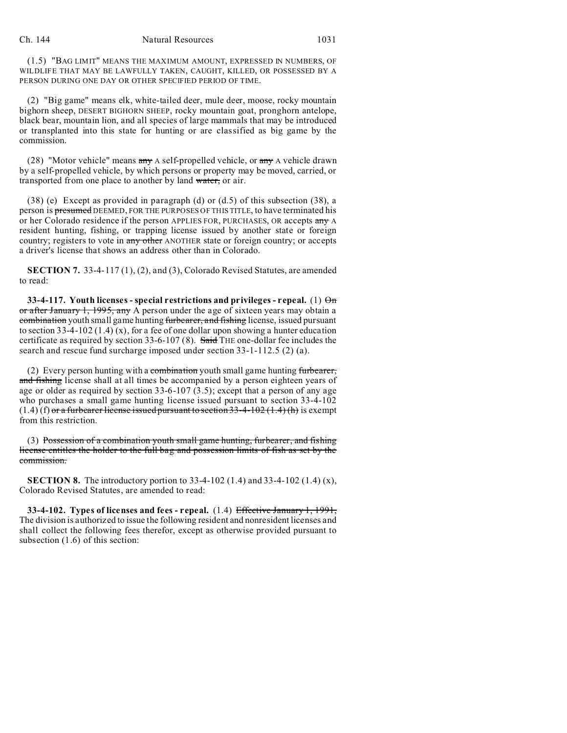(1.5) "BAG LIMIT" MEANS THE MAXIMUM AMOUNT, EXPRESSED IN NUMBERS, OF WILDLIFE THAT MAY BE LAWFULLY TAKEN, CAUGHT, KILLED, OR POSSESSED BY A PERSON DURING ONE DAY OR OTHER SPECIFIED PERIOD OF TIME.

(2) "Big game" means elk, white-tailed deer, mule deer, moose, rocky mountain bighorn sheep, DESERT BIGHORN SHEEP, rocky mountain goat, pronghorn antelope, black bear, mountain lion, and all species of large mammals that may be introduced or transplanted into this state for hunting or are classified as big game by the commission.

(28) "Motor vehicle" means ~~any~~ A self-propelled vehicle, or ~~any~~ A vehicle drawn by a self-propelled vehicle, by which persons or property may be moved, carried, or transported from one place to another by land ~~water,~~ or air.

(38) (e) Except as provided in paragraph (d) or (d.5) of this subsection (38), a person is ~~presumed~~ DEEMED, FOR THE PURPOSES OF THIS TITLE, to have terminated his or her Colorado residence if the person APPLIES FOR, PURCHASES, OR accepts ~~any~~ A resident hunting, fishing, or trapping license issued by another state or foreign country; registers to vote in ~~any other~~ ANOTHER state or foreign country; or accepts a driver's license that shows an address other than in Colorado.

**SECTION 7.** 33-4-117 (1), (2), and (3), Colorado Revised Statutes, are amended to read:

**33-4-117. Youth licenses - special restrictions and privileges - repeal.** (1) ~~On or after January 1, 1995, any~~ A person under the age of sixteen years may obtain a ~~combination~~ youth small game hunting ~~furbearer, and fishing~~ license, issued pursuant to section 33-4-102 (1.4) (x), for a fee of one dollar upon showing a hunter education certificate as required by section 33-6-107 (8). ~~Said~~ THE one-dollar fee includes the search and rescue fund surcharge imposed under section 33-1-112.5 (2) (a).

(2) Every person hunting with a ~~combination~~ youth small game hunting ~~furbearer, and fishing~~ license shall at all times be accompanied by a person eighteen years of age or older as required by section 33-6-107 (3.5); except that a person of any age who purchases a small game hunting license issued pursuant to section 33-4-102 (1.4) (f) ~~or a furbearer license issued pursuant to section 33-4-102 (1.4) (h)~~ is exempt from this restriction.

(3) ~~Possession of a combination youth small game hunting, furbearer, and fishing license entitles the holder to the full bag and possession limits of fish as set by the commission.~~

**SECTION 8.** The introductory portion to 33-4-102 (1.4) and 33-4-102 (1.4) (x), Colorado Revised Statutes, are amended to read:

**33-4-102. Types of licenses and fees - repeal.** (1.4) ~~Effective January 1, 1991,~~ The division is authorized to issue the following resident and nonresident licenses and shall collect the following fees therefor, except as otherwise provided pursuant to subsection (1.6) of this section: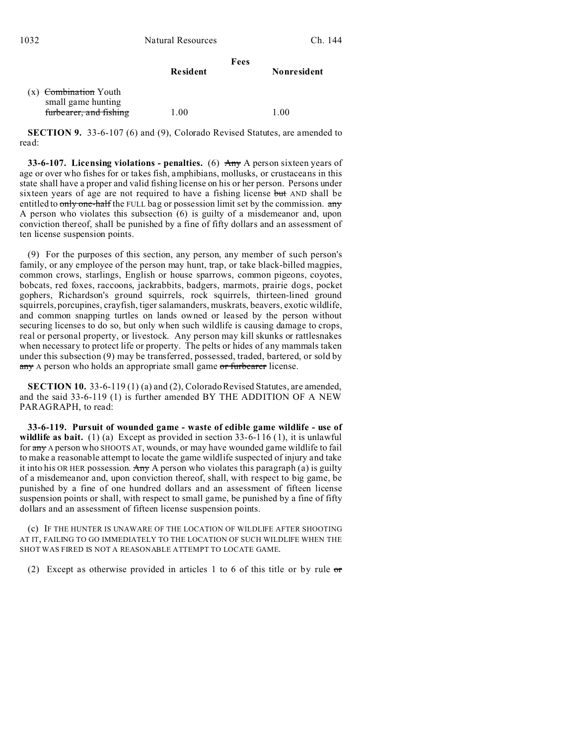| | Fees | |
|---|---|---|
| | **Resident** | **Nonresident** |
| (x) ~~Combination~~ Youth small game hunting ~~furbearer, and fishing~~ | 1.00 | 1.00 |

**SECTION 9.** 33-6-107 (6) and (9), Colorado Revised Statutes, are amended to read:

**33-6-107. Licensing violations - penalties.** (6) ~~Any~~ A person sixteen years of age or over who fishes for or takes fish, amphibians, mollusks, or crustaceans in this state shall have a proper and valid fishing license on his or her person. Persons under sixteen years of age are not required to have a fishing license ~~but~~ AND shall be entitled to ~~only one-half~~ the FULL bag or possession limit set by the commission. ~~any~~ A person who violates this subsection (6) is guilty of a misdemeanor and, upon conviction thereof, shall be punished by a fine of fifty dollars and an assessment of ten license suspension points.

(9) For the purposes of this section, any person, any member of such person's family, or any employee of the person may hunt, trap, or take black-billed magpies, common crows, starlings, English or house sparrows, common pigeons, coyotes, bobcats, red foxes, raccoons, jackrabbits, badgers, marmots, prairie dogs, pocket gophers, Richardson's ground squirrels, rock squirrels, thirteen-lined ground squirrels, porcupines, crayfish, tiger salamanders, muskrats, beavers, exotic wildlife, and common snapping turtles on lands owned or leased by the person without securing licenses to do so, but only when such wildlife is causing damage to crops, real or personal property, or livestock. Any person may kill skunks or rattlesnakes when necessary to protect life or property. The pelts or hides of any mammals taken under this subsection (9) may be transferred, possessed, traded, bartered, or sold by ~~any~~ A person who holds an appropriate small game ~~or furbearer~~ license.

**SECTION 10.** 33-6-119 (1) (a) and (2), Colorado Revised Statutes, are amended, and the said 33-6-119 (1) is further amended BY THE ADDITION OF A NEW PARAGRAPH, to read:

**33-6-119. Pursuit of wounded game - waste of edible game wildlife - use of wildlife as bait.** (1) (a) Except as provided in section 33-6-116 (1), it is unlawful for ~~any~~ A person who SHOOTS AT, wounds, or may have wounded game wildlife to fail to make a reasonable attempt to locate the game wildlife suspected of injury and take it into his OR HER possession. ~~Any~~ A person who violates this paragraph (a) is guilty of a misdemeanor and, upon conviction thereof, shall, with respect to big game, be punished by a fine of one hundred dollars and an assessment of fifteen license suspension points or shall, with respect to small game, be punished by a fine of fifty dollars and an assessment of fifteen license suspension points.

(c) IF THE HUNTER IS UNAWARE OF THE LOCATION OF WILDLIFE AFTER SHOOTING AT IT, FAILING TO GO IMMEDIATELY TO THE LOCATION OF SUCH WILDLIFE WHEN THE SHOT WAS FIRED IS NOT A REASONABLE ATTEMPT TO LOCATE GAME.

(2) Except as otherwise provided in articles 1 to 6 of this title or by rule ~~or~~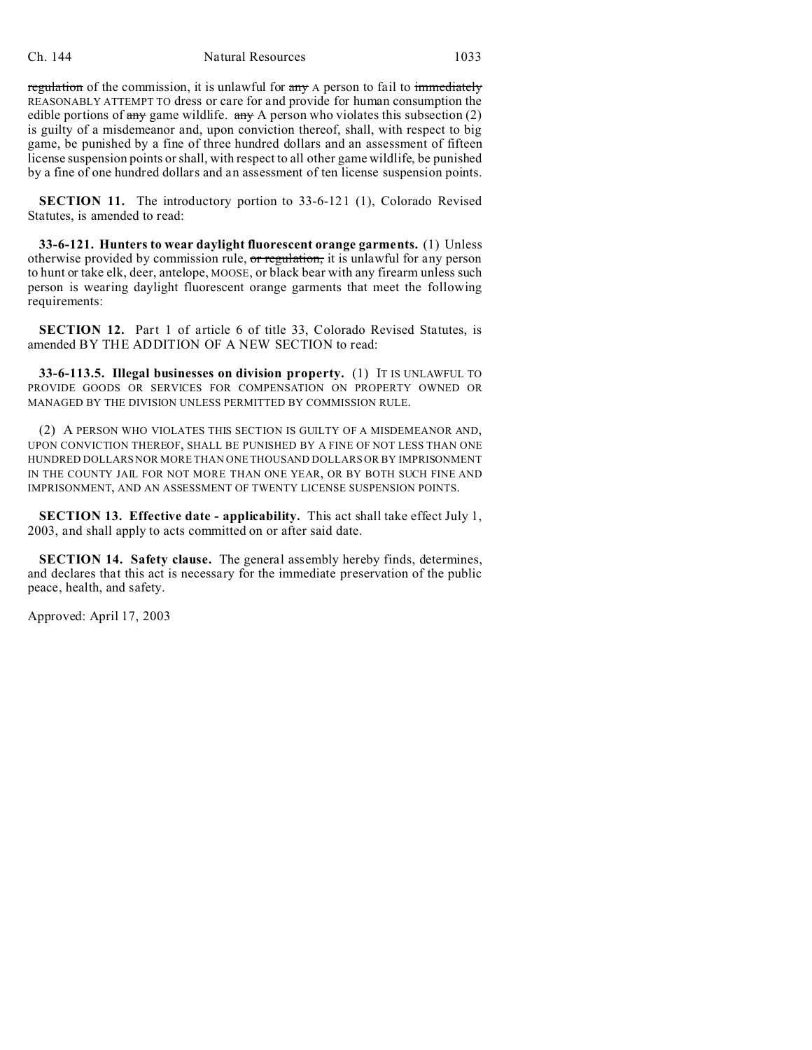~~regulation~~ of the commission, it is unlawful for ~~any~~ A person to fail to ~~immediately~~ REASONABLY ATTEMPT TO dress or care for and provide for human consumption the edible portions of ~~any~~ game wildlife. ~~any~~ A person who violates this subsection (2) is guilty of a misdemeanor and, upon conviction thereof, shall, with respect to big game, be punished by a fine of three hundred dollars and an assessment of fifteen license suspension points or shall, with respect to all other game wildlife, be punished by a fine of one hundred dollars and an assessment of ten license suspension points.

**SECTION 11.** The introductory portion to 33-6-121 (1), Colorado Revised Statutes, is amended to read:

**33-6-121. Hunters to wear daylight fluorescent orange garments.** (1) Unless otherwise provided by commission rule, ~~or regulation,~~ it is unlawful for any person to hunt or take elk, deer, antelope, MOOSE, or black bear with any firearm unless such person is wearing daylight fluorescent orange garments that meet the following requirements:

**SECTION 12.** Part 1 of article 6 of title 33, Colorado Revised Statutes, is amended BY THE ADDITION OF A NEW SECTION to read:

**33-6-113.5. Illegal businesses on division property.** (1) IT IS UNLAWFUL TO PROVIDE GOODS OR SERVICES FOR COMPENSATION ON PROPERTY OWNED OR MANAGED BY THE DIVISION UNLESS PERMITTED BY COMMISSION RULE.

(2) A PERSON WHO VIOLATES THIS SECTION IS GUILTY OF A MISDEMEANOR AND, UPON CONVICTION THEREOF, SHALL BE PUNISHED BY A FINE OF NOT LESS THAN ONE HUNDRED DOLLARS NOR MORE THAN ONE THOUSAND DOLLARS OR BY IMPRISONMENT IN THE COUNTY JAIL FOR NOT MORE THAN ONE YEAR, OR BY BOTH SUCH FINE AND IMPRISONMENT, AND AN ASSESSMENT OF TWENTY LICENSE SUSPENSION POINTS.

**SECTION 13. Effective date - applicability.** This act shall take effect July 1, 2003, and shall apply to acts committed on or after said date.

**SECTION 14. Safety clause.** The general assembly hereby finds, determines, and declares that this act is necessary for the immediate preservation of the public peace, health, and safety.

Approved: April 17, 2003